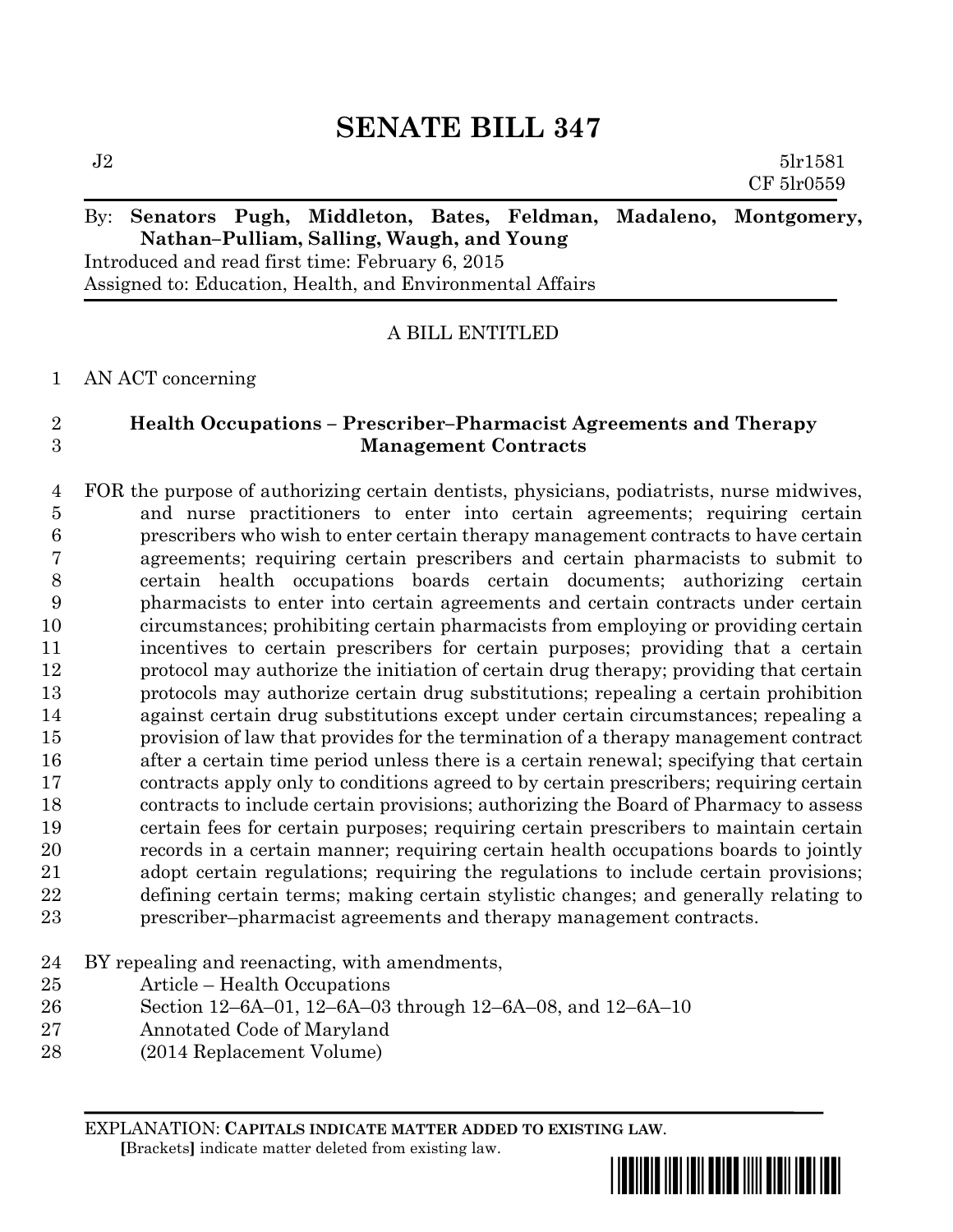# SENATE BILL 347

J2 5lr1581
CF 5lr0559

By: **Senators Pugh, Middleton, Bates, Feldman, Madaleno, Montgomery, Nathan–Pulliam, Salling, Waugh, and Young**
Introduced and read first time: February 6, 2015
Assigned to: Education, Health, and Environmental Affairs

A BILL ENTITLED

1 AN ACT concerning

2 **Health Occupations – Prescriber–Pharmacist Agreements and Therapy**
3 **Management Contracts**

4 FOR the purpose of authorizing certain dentists, physicians, podiatrists, nurse midwives,
5 and nurse practitioners to enter into certain agreements; requiring certain
6 prescribers who wish to enter certain therapy management contracts to have certain
7 agreements; requiring certain prescribers and certain pharmacists to submit to
8 certain health occupations boards certain documents; authorizing certain
9 pharmacists to enter into certain agreements and certain contracts under certain
10 circumstances; prohibiting certain pharmacists from employing or providing certain
11 incentives to certain prescribers for certain purposes; providing that a certain
12 protocol may authorize the initiation of certain drug therapy; providing that certain
13 protocols may authorize certain drug substitutions; repealing a certain prohibition
14 against certain drug substitutions except under certain circumstances; repealing a
15 provision of law that provides for the termination of a therapy management contract
16 after a certain time period unless there is a certain renewal; specifying that certain
17 contracts apply only to conditions agreed to by certain prescribers; requiring certain
18 contracts to include certain provisions; authorizing the Board of Pharmacy to assess
19 certain fees for certain purposes; requiring certain prescribers to maintain certain
20 records in a certain manner; requiring certain health occupations boards to jointly
21 adopt certain regulations; requiring the regulations to include certain provisions;
22 defining certain terms; making certain stylistic changes; and generally relating to
23 prescriber–pharmacist agreements and therapy management contracts.

24 BY repealing and reenacting, with amendments,
25 Article – Health Occupations
26 Section 12–6A–01, 12–6A–03 through 12–6A–08, and 12–6A–10
27 Annotated Code of Maryland
28 (2014 Replacement Volume)

EXPLANATION: **CAPITALS INDICATE MATTER ADDED TO EXISTING LAW.**
**[**Brackets**]** indicate matter deleted from existing law.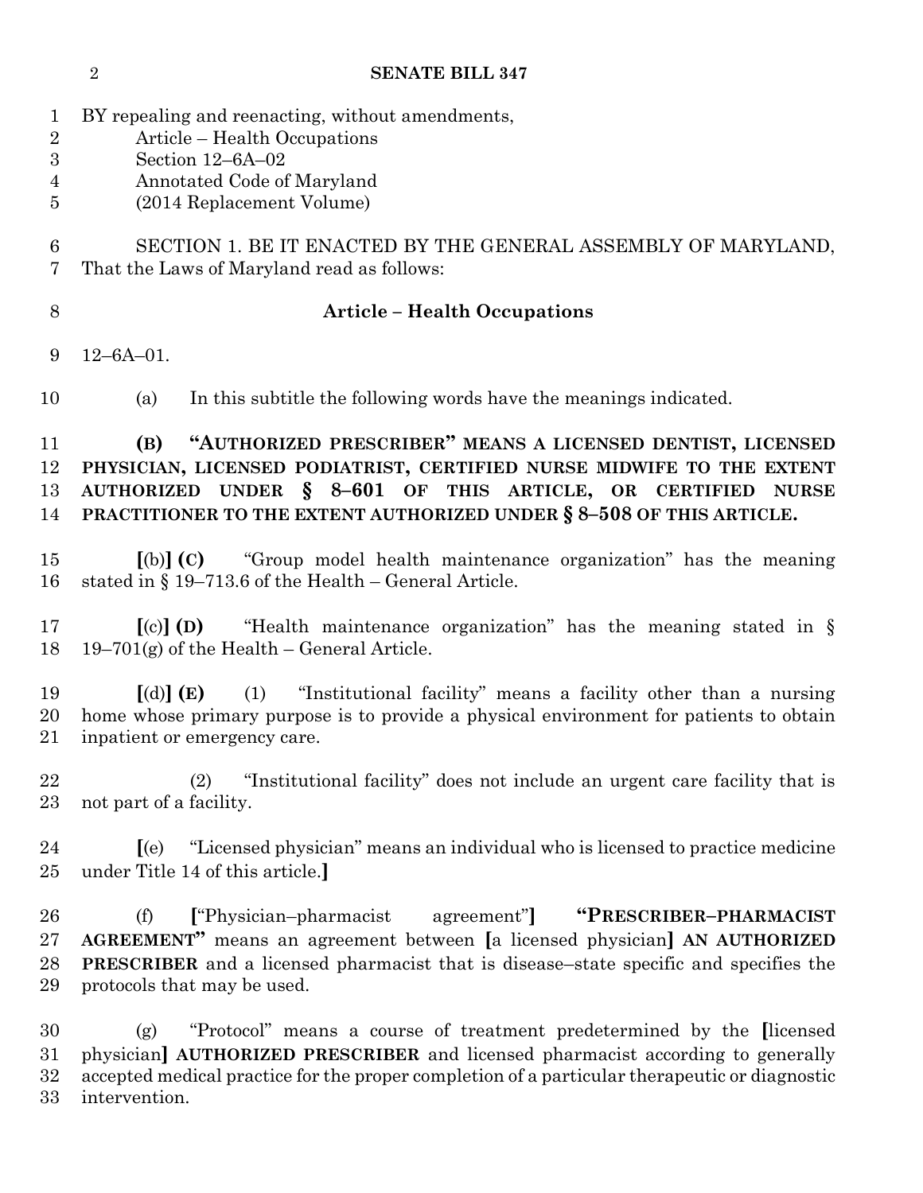BY repealing and reenacting, without amendments,
Article – Health Occupations
Section 12–6A–02
Annotated Code of Maryland
(2014 Replacement Volume)

SECTION 1. BE IT ENACTED BY THE GENERAL ASSEMBLY OF MARYLAND, That the Laws of Maryland read as follows:

**Article – Health Occupations**

12–6A–01.

(a) In this subtitle the following words have the meanings indicated.

**(B) "AUTHORIZED PRESCRIBER" MEANS A LICENSED DENTIST, LICENSED PHYSICIAN, LICENSED PODIATRIST, CERTIFIED NURSE MIDWIFE TO THE EXTENT AUTHORIZED UNDER § 8–601 OF THIS ARTICLE, OR CERTIFIED NURSE PRACTITIONER TO THE EXTENT AUTHORIZED UNDER § 8–508 OF THIS ARTICLE.**

**[**(b)**] (C)** "Group model health maintenance organization" has the meaning stated in § 19–713.6 of the Health – General Article.

**[**(c)**] (D)** "Health maintenance organization" has the meaning stated in § 19–701(g) of the Health – General Article.

**[**(d)**] (E)** (1) "Institutional facility" means a facility other than a nursing home whose primary purpose is to provide a physical environment for patients to obtain inpatient or emergency care.

(2) "Institutional facility" does not include an urgent care facility that is not part of a facility.

**[**(e) "Licensed physician" means an individual who is licensed to practice medicine under Title 14 of this article.**]**

(f) **[**"Physician–pharmacist agreement"**]** **"PRESCRIBER–PHARMACIST AGREEMENT"** means an agreement between **[**a licensed physician**]** **AN AUTHORIZED PRESCRIBER** and a licensed pharmacist that is disease–state specific and specifies the protocols that may be used.

(g) "Protocol" means a course of treatment predetermined by the **[**licensed physician**]** **AUTHORIZED PRESCRIBER** and licensed pharmacist according to generally accepted medical practice for the proper completion of a particular therapeutic or diagnostic intervention.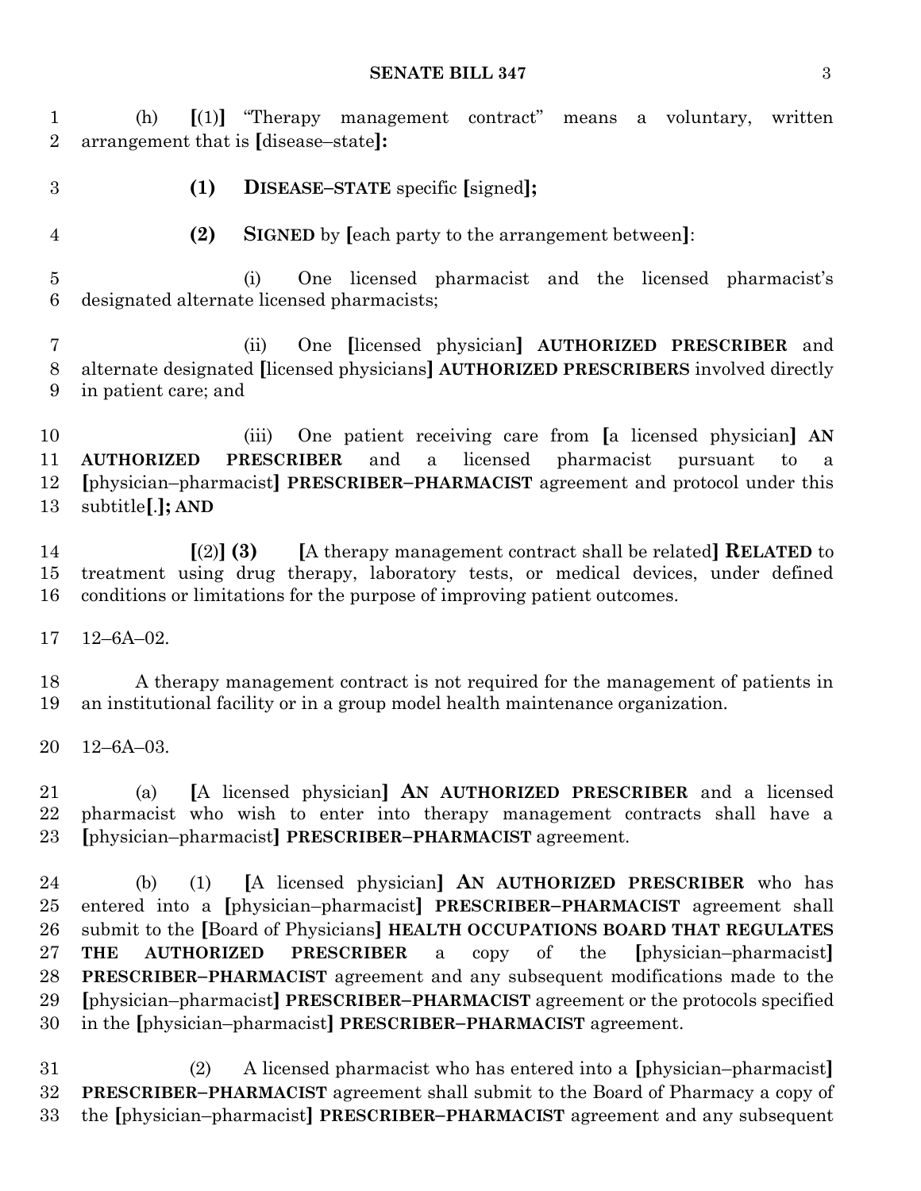(h) [(1)] "Therapy management contract" means a voluntary, written arrangement that is [disease–state]:

**(1)** **DISEASE–STATE** specific [signed]**;**

**(2)** **SIGNED** by [each party to the arrangement between]:

(i) One licensed pharmacist and the licensed pharmacist's designated alternate licensed pharmacists;

(ii) One [licensed physician] **AUTHORIZED PRESCRIBER** and alternate designated [licensed physicians] **AUTHORIZED PRESCRIBERS** involved directly in patient care; and

(iii) One patient receiving care from [a licensed physician] **AN AUTHORIZED PRESCRIBER** and a licensed pharmacist pursuant to a [physician–pharmacist] **PRESCRIBER–PHARMACIST** agreement and protocol under this subtitle[.]**; AND**

[(2)] **(3)** [A therapy management contract shall be related] **RELATED** to treatment using drug therapy, laboratory tests, or medical devices, under defined conditions or limitations for the purpose of improving patient outcomes.

12–6A–02.

A therapy management contract is not required for the management of patients in an institutional facility or in a group model health maintenance organization.

12–6A–03.

(a) [A licensed physician] **AN AUTHORIZED PRESCRIBER** and a licensed pharmacist who wish to enter into therapy management contracts shall have a [physician–pharmacist] **PRESCRIBER–PHARMACIST** agreement.

(b) (1) [A licensed physician] **AN AUTHORIZED PRESCRIBER** who has entered into a [physician–pharmacist] **PRESCRIBER–PHARMACIST** agreement shall submit to the [Board of Physicians] **HEALTH OCCUPATIONS BOARD THAT REGULATES THE AUTHORIZED PRESCRIBER** a copy of the [physician–pharmacist] **PRESCRIBER–PHARMACIST** agreement and any subsequent modifications made to the [physician–pharmacist] **PRESCRIBER–PHARMACIST** agreement or the protocols specified in the [physician–pharmacist] **PRESCRIBER–PHARMACIST** agreement.

(2) A licensed pharmacist who has entered into a [physician–pharmacist] **PRESCRIBER–PHARMACIST** agreement shall submit to the Board of Pharmacy a copy of the [physician–pharmacist] **PRESCRIBER–PHARMACIST** agreement and any subsequent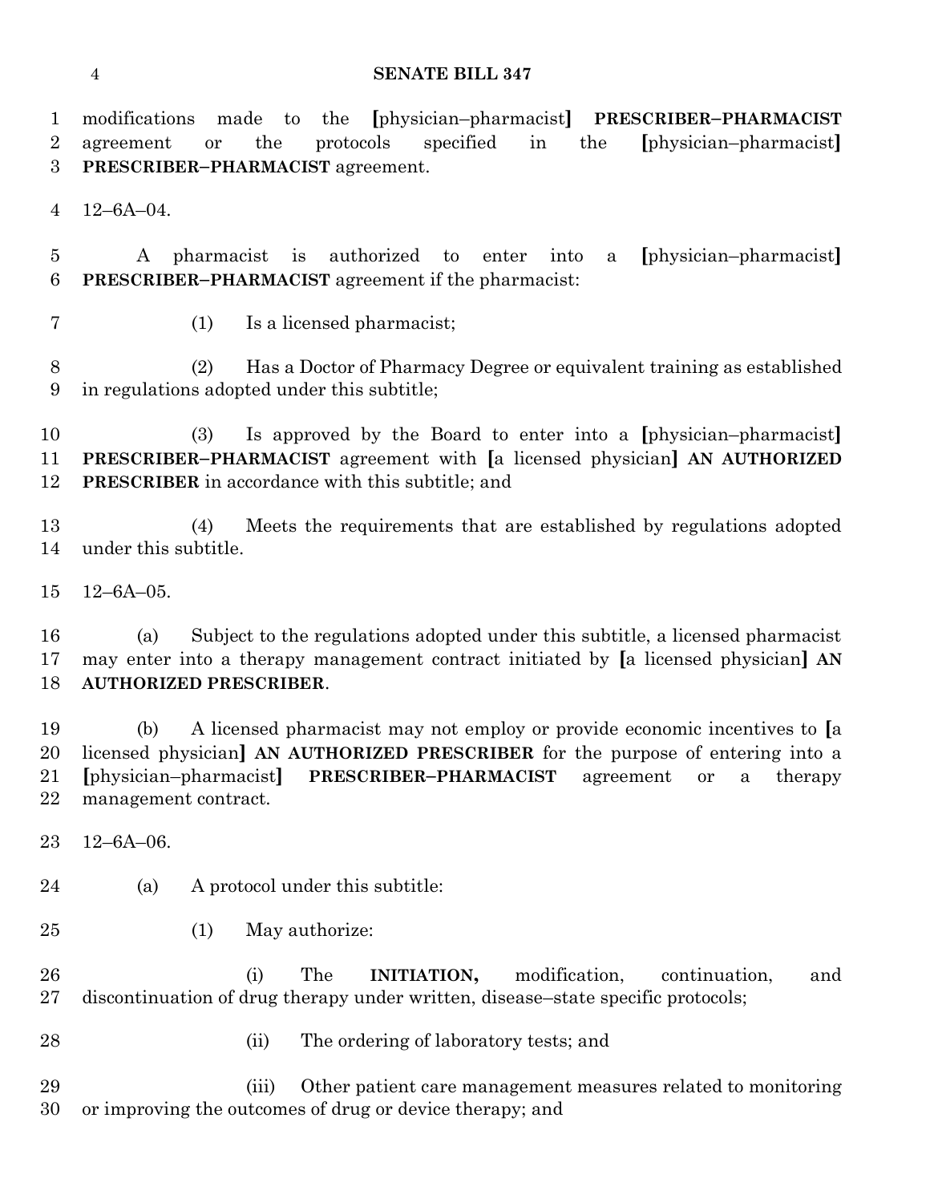modifications made to the [physician–pharmacist] **PRESCRIBER–PHARMACIST** agreement or the protocols specified in the [physician–pharmacist] **PRESCRIBER–PHARMACIST** agreement.

12–6A–04.

A pharmacist is authorized to enter into a [physician–pharmacist] **PRESCRIBER–PHARMACIST** agreement if the pharmacist:

(1) Is a licensed pharmacist;

(2) Has a Doctor of Pharmacy Degree or equivalent training as established in regulations adopted under this subtitle;

(3) Is approved by the Board to enter into a [physician–pharmacist] **PRESCRIBER–PHARMACIST** agreement with [a licensed physician] **AN AUTHORIZED PRESCRIBER** in accordance with this subtitle; and

(4) Meets the requirements that are established by regulations adopted under this subtitle.

12–6A–05.

(a) Subject to the regulations adopted under this subtitle, a licensed pharmacist may enter into a therapy management contract initiated by [a licensed physician] **AN AUTHORIZED PRESCRIBER**.

(b) A licensed pharmacist may not employ or provide economic incentives to [a licensed physician] **AN AUTHORIZED PRESCRIBER** for the purpose of entering into a [physician–pharmacist] **PRESCRIBER–PHARMACIST** agreement or a therapy management contract.

12–6A–06.

(a) A protocol under this subtitle:

(1) May authorize:

(i) The **INITIATION,** modification, continuation, and discontinuation of drug therapy under written, disease–state specific protocols;

(ii) The ordering of laboratory tests; and

(iii) Other patient care management measures related to monitoring or improving the outcomes of drug or device therapy; and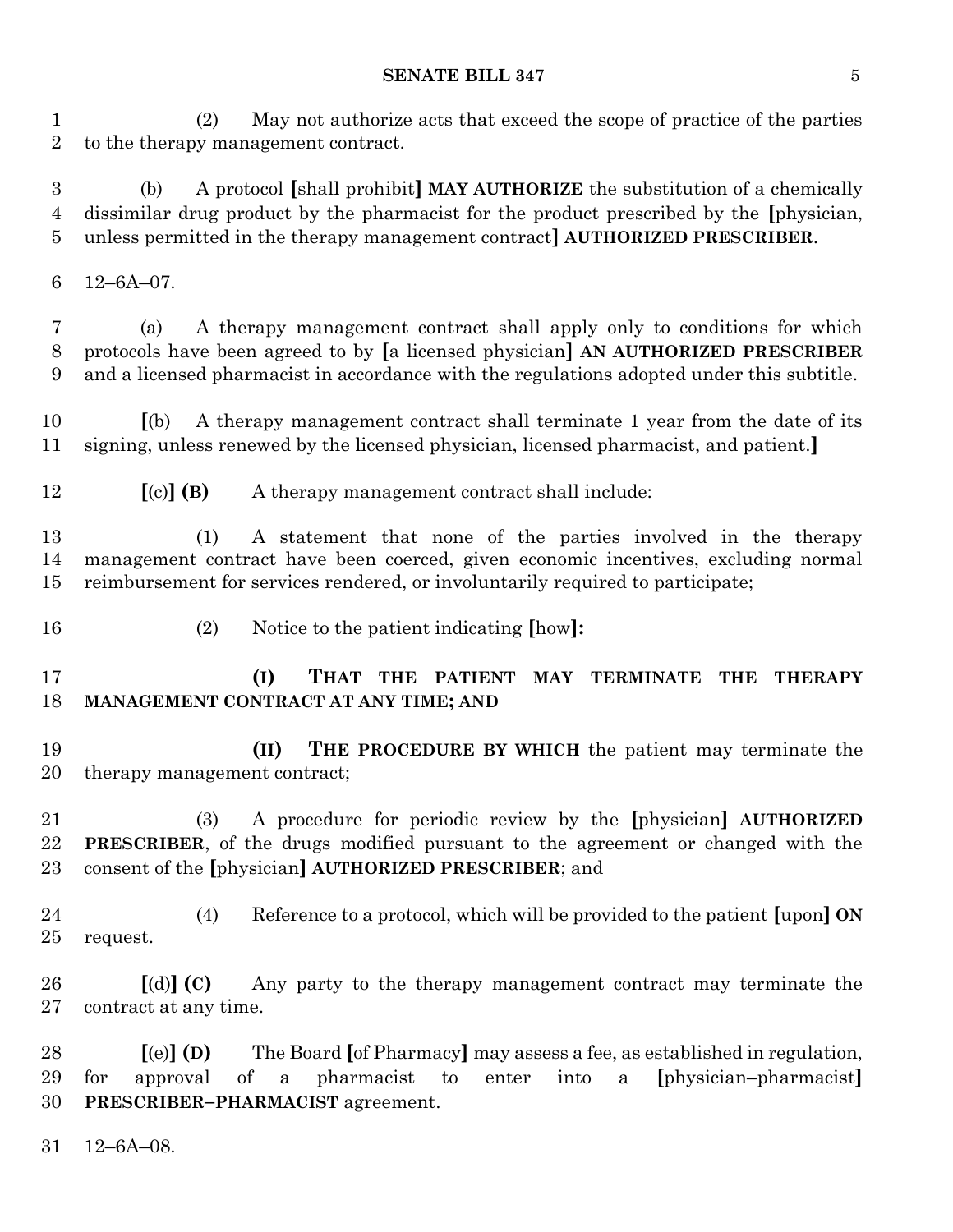(2) May not authorize acts that exceed the scope of practice of the parties to the therapy management contract.

(b) A protocol [shall prohibit] **MAY AUTHORIZE** the substitution of a chemically dissimilar drug product by the pharmacist for the product prescribed by the [physician, unless permitted in the therapy management contract] **AUTHORIZED PRESCRIBER**.

12–6A–07.

(a) A therapy management contract shall apply only to conditions for which protocols have been agreed to by [a licensed physician] **AN AUTHORIZED PRESCRIBER** and a licensed pharmacist in accordance with the regulations adopted under this subtitle.

[(b) A therapy management contract shall terminate 1 year from the date of its signing, unless renewed by the licensed physician, licensed pharmacist, and patient.]

[(c)] **(B)** A therapy management contract shall include:

(1) A statement that none of the parties involved in the therapy management contract have been coerced, given economic incentives, excluding normal reimbursement for services rendered, or involuntarily required to participate;

(2) Notice to the patient indicating [how]**:**

**(I) THAT THE PATIENT MAY TERMINATE THE THERAPY MANAGEMENT CONTRACT AT ANY TIME; AND**

**(II) THE PROCEDURE BY WHICH** the patient may terminate the therapy management contract;

(3) A procedure for periodic review by the [physician] **AUTHORIZED PRESCRIBER**, of the drugs modified pursuant to the agreement or changed with the consent of the [physician] **AUTHORIZED PRESCRIBER**; and

(4) Reference to a protocol, which will be provided to the patient [upon] **ON** request.

[(d)] **(C)** Any party to the therapy management contract may terminate the contract at any time.

[(e)] **(D)** The Board [of Pharmacy] may assess a fee, as established in regulation, for approval of a pharmacist to enter into a [physician–pharmacist] **PRESCRIBER–PHARMACIST** agreement.

12–6A–08.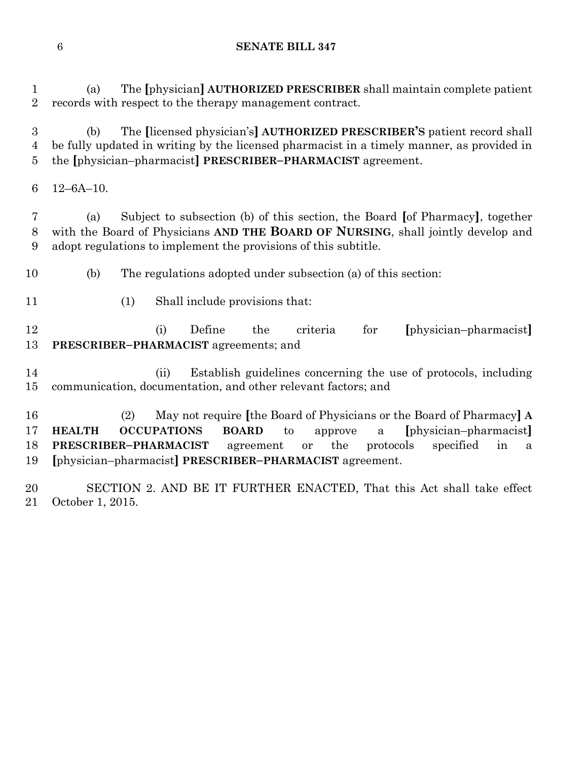(a) The [physician] **AUTHORIZED PRESCRIBER** shall maintain complete patient records with respect to the therapy management contract.

(b) The [licensed physician's] **AUTHORIZED PRESCRIBER'S** patient record shall be fully updated in writing by the licensed pharmacist in a timely manner, as provided in the [physician–pharmacist] **PRESCRIBER–PHARMACIST** agreement.

12–6A–10.

(a) Subject to subsection (b) of this section, the Board [of Pharmacy], together with the Board of Physicians **AND THE BOARD OF NURSING**, shall jointly develop and adopt regulations to implement the provisions of this subtitle.

(b) The regulations adopted under subsection (a) of this section:

(1) Shall include provisions that:

(i) Define the criteria for [physician–pharmacist] **PRESCRIBER–PHARMACIST** agreements; and

(ii) Establish guidelines concerning the use of protocols, including communication, documentation, and other relevant factors; and

(2) May not require [the Board of Physicians or the Board of Pharmacy] **A HEALTH OCCUPATIONS BOARD** to approve a [physician–pharmacist] **PRESCRIBER–PHARMACIST** agreement or the protocols specified in a [physician–pharmacist] **PRESCRIBER–PHARMACIST** agreement.

SECTION 2. AND BE IT FURTHER ENACTED, That this Act shall take effect October 1, 2015.